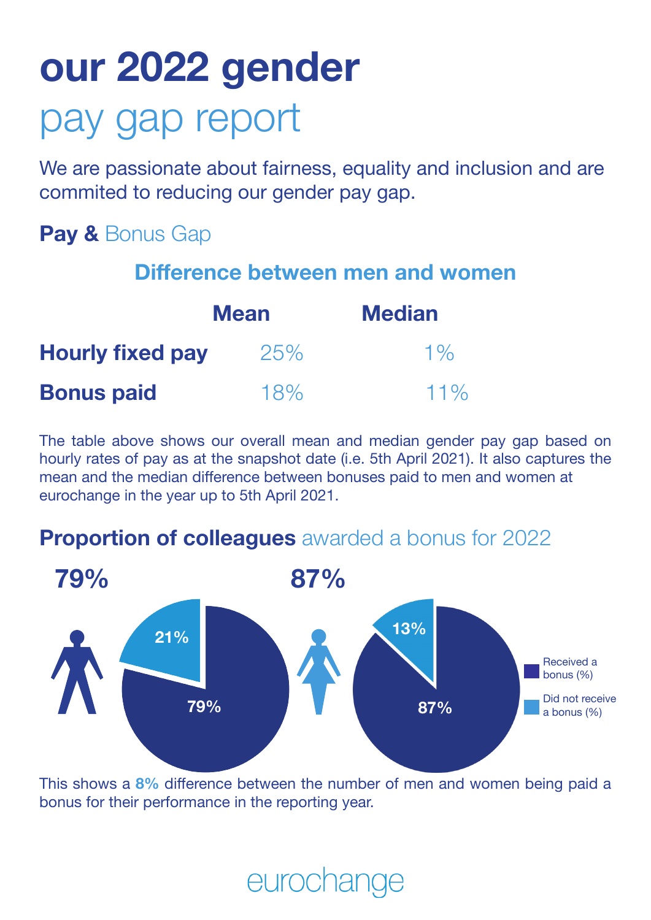# our 2022 gender pay gap report

We are passionate about fairness, equality and inclusion and are commited to reducing our gender pay gap.

## Pay & Bonus Gap

### Difference between men and women

| | Mean | Median |
|---|---|---|
| **Hourly fixed pay** | 25% | 1% |
| **Bonus paid** | 18% | 11% |

The table above shows our overall mean and median gender pay gap based on hourly rates of pay as at the snapshot date (i.e. 5th April 2021). It also captures the mean and the median difference between bonuses paid to men and women at eurochange in the year up to 5th April 2021.

## Proportion of colleagues awarded a bonus for 2022

79%

21%

79%

87%

13%

87%

Received a bonus (%)

Did not receive a bonus (%)

This shows a **8%** difference between the number of men and women being paid a bonus for their performance in the reporting year.

eurochange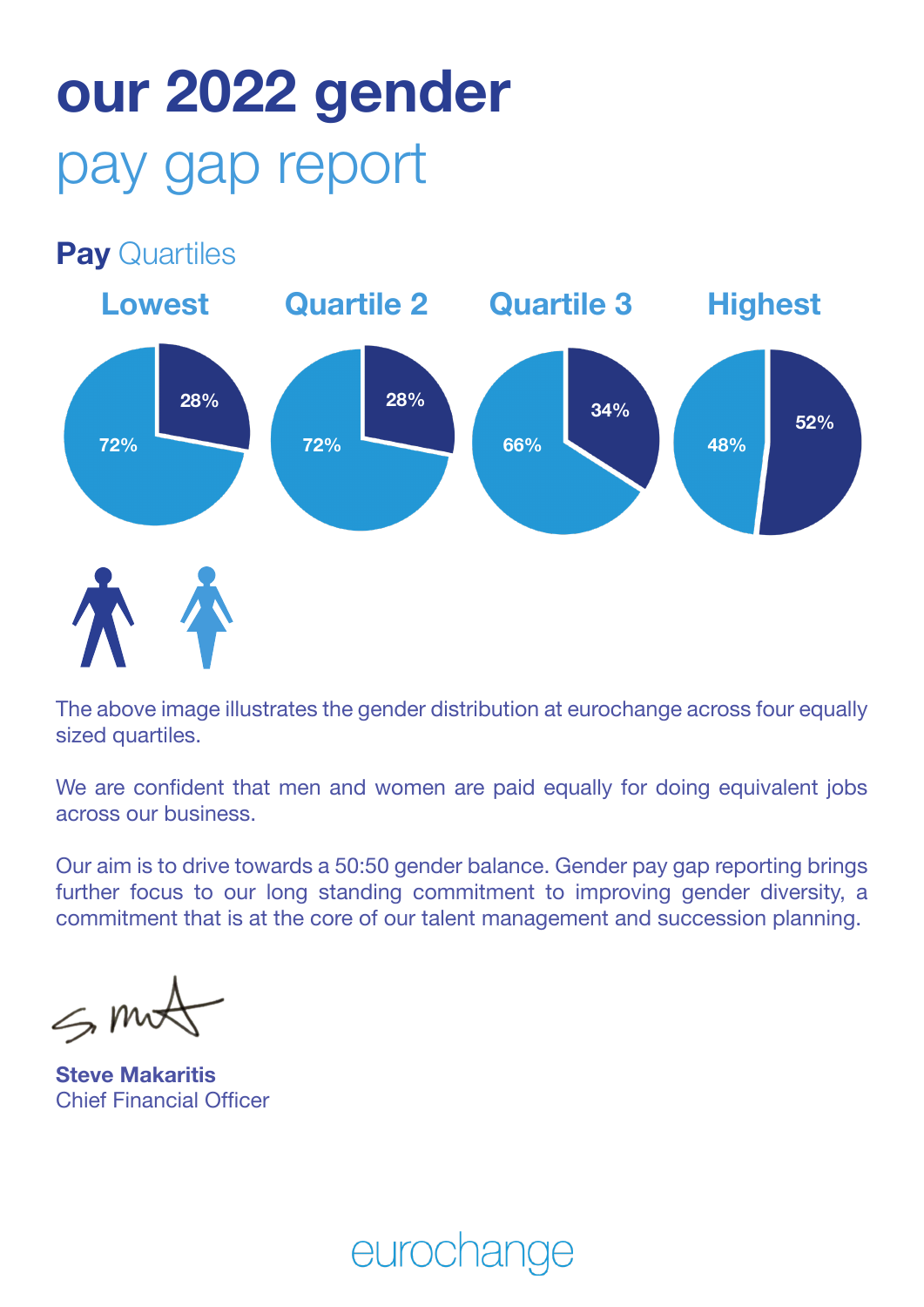# our 2022 gender pay gap report

## Pay Quartiles

Lowest

28%

72%

Quartile 2

28%

72%

Quartile 3

34%

66%

Highest

52%

48%

The above image illustrates the gender distribution at eurochange across four equally sized quartiles.

We are confident that men and women are paid equally for doing equivalent jobs across our business.

Our aim is to drive towards a 50:50 gender balance. Gender pay gap reporting brings further focus to our long standing commitment to improving gender diversity, a commitment that is at the core of our talent management and succession planning.

**Steve Makaritis**
Chief Financial Officer

eurochange